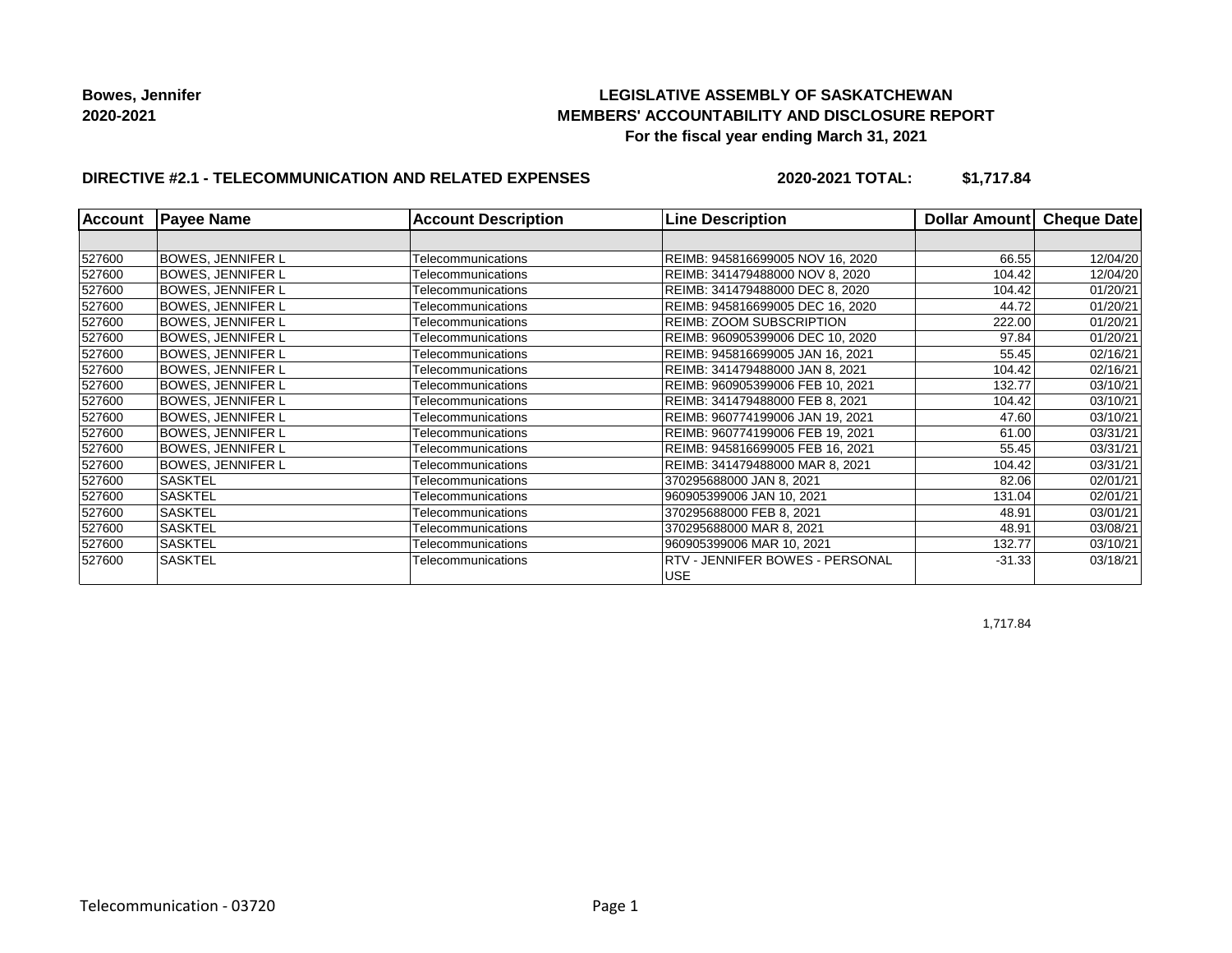**Bowes, Jennifer**
**2020-2021**

**LEGISLATIVE ASSEMBLY OF SASKATCHEWAN**
**MEMBERS' ACCOUNTABILITY AND DISCLOSURE REPORT**
**For the fiscal year ending March 31, 2021**

**DIRECTIVE #2.1 - TELECOMMUNICATION AND RELATED EXPENSES** **2020-2021 TOTAL: $1,717.84**

| Account | Payee Name | Account Description | Line Description | Dollar Amount | Cheque Date |
|---|---|---|---|---|---|
| | | | | | |
| 527600 | BOWES, JENNIFER L | Telecommunications | REIMB: 945816699005 NOV 16, 2020 | 66.55 | 12/04/20 |
| 527600 | BOWES, JENNIFER L | Telecommunications | REIMB: 341479488000 NOV 8, 2020 | 104.42 | 12/04/20 |
| 527600 | BOWES, JENNIFER L | Telecommunications | REIMB: 341479488000 DEC 8, 2020 | 104.42 | 01/20/21 |
| 527600 | BOWES, JENNIFER L | Telecommunications | REIMB: 945816699005 DEC 16, 2020 | 44.72 | 01/20/21 |
| 527600 | BOWES, JENNIFER L | Telecommunications | REIMB: ZOOM SUBSCRIPTION | 222.00 | 01/20/21 |
| 527600 | BOWES, JENNIFER L | Telecommunications | REIMB: 960905399006 DEC 10, 2020 | 97.84 | 01/20/21 |
| 527600 | BOWES, JENNIFER L | Telecommunications | REIMB: 945816699005 JAN 16, 2021 | 55.45 | 02/16/21 |
| 527600 | BOWES, JENNIFER L | Telecommunications | REIMB: 341479488000 JAN 8, 2021 | 104.42 | 02/16/21 |
| 527600 | BOWES, JENNIFER L | Telecommunications | REIMB: 960905399006 FEB 10, 2021 | 132.77 | 03/10/21 |
| 527600 | BOWES, JENNIFER L | Telecommunications | REIMB: 341479488000 FEB 8, 2021 | 104.42 | 03/10/21 |
| 527600 | BOWES, JENNIFER L | Telecommunications | REIMB: 960774199006 JAN 19, 2021 | 47.60 | 03/10/21 |
| 527600 | BOWES, JENNIFER L | Telecommunications | REIMB: 960774199006 FEB 19, 2021 | 61.00 | 03/31/21 |
| 527600 | BOWES, JENNIFER L | Telecommunications | REIMB: 945816699005 FEB 16, 2021 | 55.45 | 03/31/21 |
| 527600 | BOWES, JENNIFER L | Telecommunications | REIMB: 341479488000 MAR 8, 2021 | 104.42 | 03/31/21 |
| 527600 | SASKTEL | Telecommunications | 370295688000 JAN 8, 2021 | 82.06 | 02/01/21 |
| 527600 | SASKTEL | Telecommunications | 960905399006 JAN 10, 2021 | 131.04 | 02/01/21 |
| 527600 | SASKTEL | Telecommunications | 370295688000 FEB 8, 2021 | 48.91 | 03/01/21 |
| 527600 | SASKTEL | Telecommunications | 370295688000 MAR 8, 2021 | 48.91 | 03/08/21 |
| 527600 | SASKTEL | Telecommunications | 960905399006 MAR 10, 2021 | 132.77 | 03/10/21 |
| 527600 | SASKTEL | Telecommunications | RTV - JENNIFER BOWES - PERSONAL USE | -31.33 | 03/18/21 |

1,717.84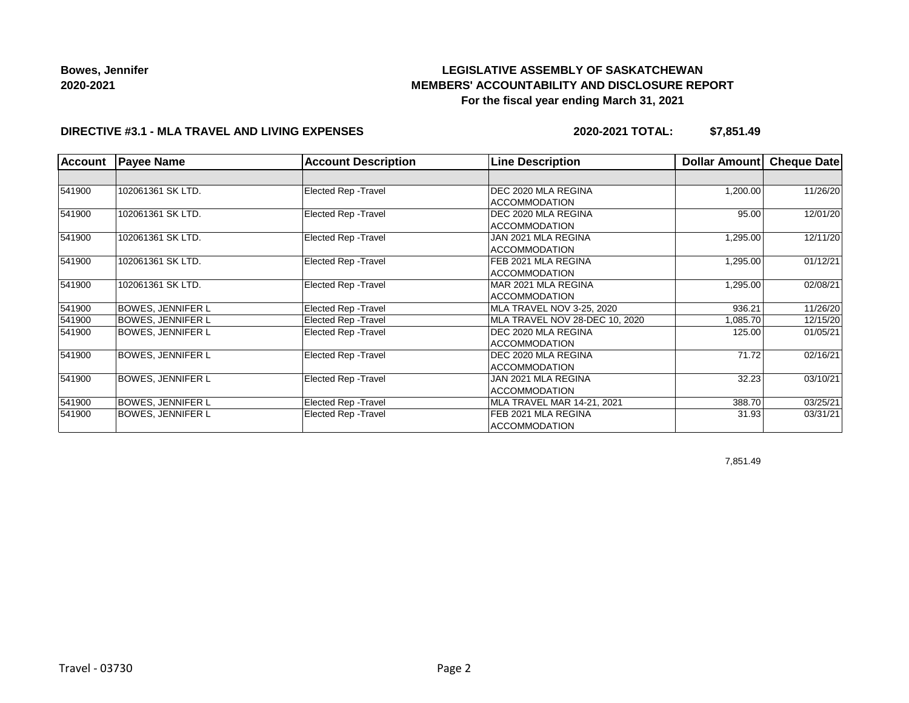**Bowes, Jennifer**
**2020-2021**

**LEGISLATIVE ASSEMBLY OF SASKATCHEWAN**
**MEMBERS' ACCOUNTABILITY AND DISCLOSURE REPORT**
**For the fiscal year ending March 31, 2021**

**DIRECTIVE #3.1 - MLA TRAVEL AND LIVING EXPENSES** **2020-2021 TOTAL: $7,851.49**

| Account | Payee Name | Account Description | Line Description | Dollar Amount | Cheque Date |
|---|---|---|---|---|---|
| | | | | | |
| 541900 | 102061361 SK LTD. | Elected Rep -Travel | DEC 2020 MLA REGINA ACCOMMODATION | 1,200.00 | 11/26/20 |
| 541900 | 102061361 SK LTD. | Elected Rep -Travel | DEC 2020 MLA REGINA ACCOMMODATION | 95.00 | 12/01/20 |
| 541900 | 102061361 SK LTD. | Elected Rep -Travel | JAN 2021 MLA REGINA ACCOMMODATION | 1,295.00 | 12/11/20 |
| 541900 | 102061361 SK LTD. | Elected Rep -Travel | FEB 2021 MLA REGINA ACCOMMODATION | 1,295.00 | 01/12/21 |
| 541900 | 102061361 SK LTD. | Elected Rep -Travel | MAR 2021 MLA REGINA ACCOMMODATION | 1,295.00 | 02/08/21 |
| 541900 | BOWES, JENNIFER L | Elected Rep -Travel | MLA TRAVEL NOV 3-25, 2020 | 936.21 | 11/26/20 |
| 541900 | BOWES, JENNIFER L | Elected Rep -Travel | MLA TRAVEL NOV 28-DEC 10, 2020 | 1,085.70 | 12/15/20 |
| 541900 | BOWES, JENNIFER L | Elected Rep -Travel | DEC 2020 MLA REGINA ACCOMMODATION | 125.00 | 01/05/21 |
| 541900 | BOWES, JENNIFER L | Elected Rep -Travel | DEC 2020 MLA REGINA ACCOMMODATION | 71.72 | 02/16/21 |
| 541900 | BOWES, JENNIFER L | Elected Rep -Travel | JAN 2021 MLA REGINA ACCOMMODATION | 32.23 | 03/10/21 |
| 541900 | BOWES, JENNIFER L | Elected Rep -Travel | MLA TRAVEL MAR 14-21, 2021 | 388.70 | 03/25/21 |
| 541900 | BOWES, JENNIFER L | Elected Rep -Travel | FEB 2021 MLA REGINA ACCOMMODATION | 31.93 | 03/31/21 |

7,851.49

Travel - 03730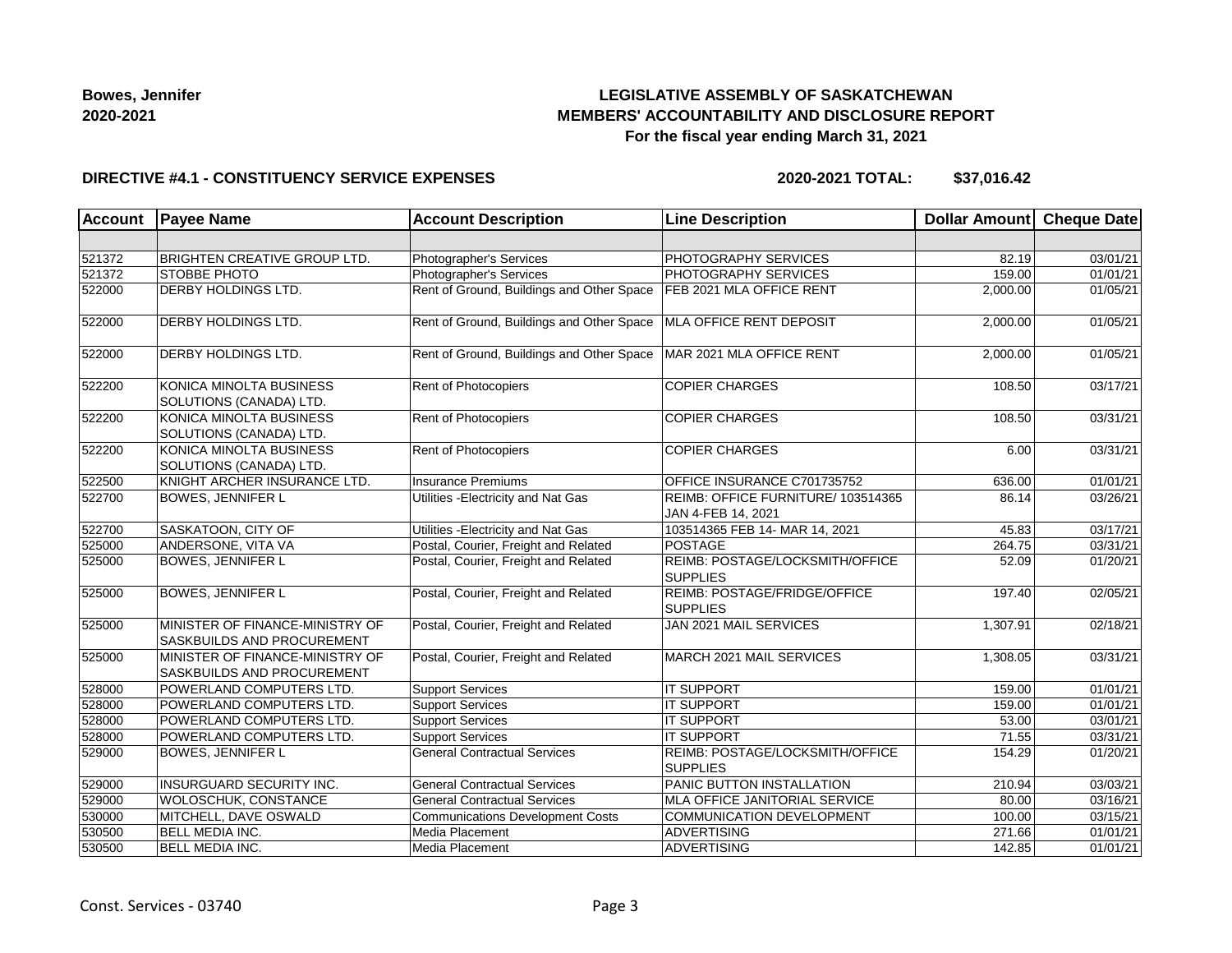**Bowes, Jennifer**
**2020-2021**

**LEGISLATIVE ASSEMBLY OF SASKATCHEWAN**
**MEMBERS' ACCOUNTABILITY AND DISCLOSURE REPORT**
**For the fiscal year ending March 31, 2021**

**DIRECTIVE #4.1 - CONSTITUENCY SERVICE EXPENSES** **2020-2021 TOTAL: $37,016.42**

| Account | Payee Name | Account Description | Line Description | Dollar Amount | Cheque Date |
|---|---|---|---|---|---|
| | | | | | |
| 521372 | BRIGHTEN CREATIVE GROUP LTD. | Photographer's Services | PHOTOGRAPHY SERVICES | 82.19 | 03/01/21 |
| 521372 | STOBBE PHOTO | Photographer's Services | PHOTOGRAPHY SERVICES | 159.00 | 01/01/21 |
| 522000 | DERBY HOLDINGS LTD. | Rent of Ground, Buildings and Other Space | FEB 2021 MLA OFFICE RENT | 2,000.00 | 01/05/21 |
| 522000 | DERBY HOLDINGS LTD. | Rent of Ground, Buildings and Other Space | MLA OFFICE RENT DEPOSIT | 2,000.00 | 01/05/21 |
| 522000 | DERBY HOLDINGS LTD. | Rent of Ground, Buildings and Other Space | MAR 2021 MLA OFFICE RENT | 2,000.00 | 01/05/21 |
| 522200 | KONICA MINOLTA BUSINESS SOLUTIONS (CANADA) LTD. | Rent of Photocopiers | COPIER CHARGES | 108.50 | 03/17/21 |
| 522200 | KONICA MINOLTA BUSINESS SOLUTIONS (CANADA) LTD. | Rent of Photocopiers | COPIER CHARGES | 108.50 | 03/31/21 |
| 522200 | KONICA MINOLTA BUSINESS SOLUTIONS (CANADA) LTD. | Rent of Photocopiers | COPIER CHARGES | 6.00 | 03/31/21 |
| 522500 | KNIGHT ARCHER INSURANCE LTD. | Insurance Premiums | OFFICE INSURANCE C701735752 | 636.00 | 01/01/21 |
| 522700 | BOWES, JENNIFER L | Utilities -Electricity and Nat Gas | REIMB: OFFICE FURNITURE/ 103514365 JAN 4-FEB 14, 2021 | 86.14 | 03/26/21 |
| 522700 | SASKATOON, CITY OF | Utilities -Electricity and Nat Gas | 103514365 FEB 14- MAR 14, 2021 | 45.83 | 03/17/21 |
| 525000 | ANDERSONE, VITA VA | Postal, Courier, Freight and Related | POSTAGE | 264.75 | 03/31/21 |
| 525000 | BOWES, JENNIFER L | Postal, Courier, Freight and Related | REIMB: POSTAGE/LOCKSMITH/OFFICE SUPPLIES | 52.09 | 01/20/21 |
| 525000 | BOWES, JENNIFER L | Postal, Courier, Freight and Related | REIMB: POSTAGE/FRIDGE/OFFICE SUPPLIES | 197.40 | 02/05/21 |
| 525000 | MINISTER OF FINANCE-MINISTRY OF SASKBUILDS AND PROCUREMENT | Postal, Courier, Freight and Related | JAN 2021 MAIL SERVICES | 1,307.91 | 02/18/21 |
| 525000 | MINISTER OF FINANCE-MINISTRY OF SASKBUILDS AND PROCUREMENT | Postal, Courier, Freight and Related | MARCH 2021 MAIL SERVICES | 1,308.05 | 03/31/21 |
| 528000 | POWERLAND COMPUTERS LTD. | Support Services | IT SUPPORT | 159.00 | 01/01/21 |
| 528000 | POWERLAND COMPUTERS LTD. | Support Services | IT SUPPORT | 159.00 | 01/01/21 |
| 528000 | POWERLAND COMPUTERS LTD. | Support Services | IT SUPPORT | 53.00 | 03/01/21 |
| 528000 | POWERLAND COMPUTERS LTD. | Support Services | IT SUPPORT | 71.55 | 03/31/21 |
| 529000 | BOWES, JENNIFER L | General Contractual Services | REIMB: POSTAGE/LOCKSMITH/OFFICE SUPPLIES | 154.29 | 01/20/21 |
| 529000 | INSURGUARD SECURITY INC. | General Contractual Services | PANIC BUTTON INSTALLATION | 210.94 | 03/03/21 |
| 529000 | WOLOSCHUK, CONSTANCE | General Contractual Services | MLA OFFICE JANITORIAL SERVICE | 80.00 | 03/16/21 |
| 530000 | MITCHELL, DAVE OSWALD | Communications Development Costs | COMMUNICATION DEVELOPMENT | 100.00 | 03/15/21 |
| 530500 | BELL MEDIA INC. | Media Placement | ADVERTISING | 271.66 | 01/01/21 |
| 530500 | BELL MEDIA INC. | Media Placement | ADVERTISING | 142.85 | 01/01/21 |

Const. Services - 03740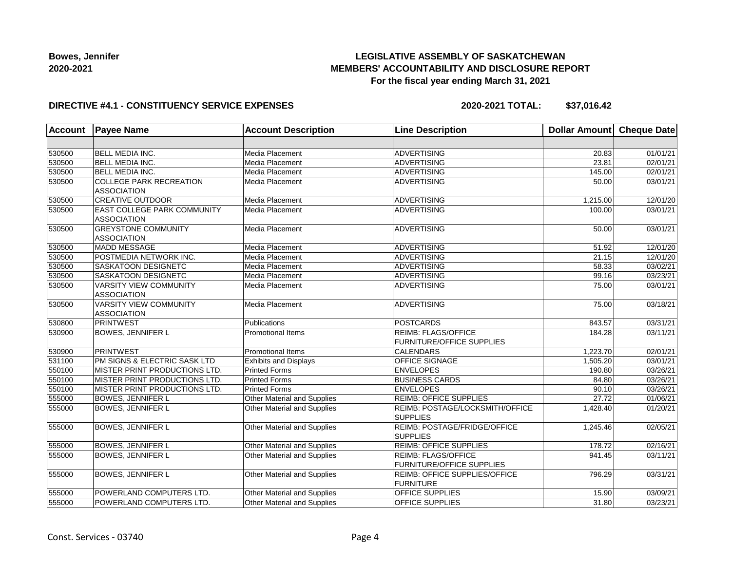**Bowes, Jennifer**
**2020-2021**

**LEGISLATIVE ASSEMBLY OF SASKATCHEWAN**
**MEMBERS' ACCOUNTABILITY AND DISCLOSURE REPORT**
**For the fiscal year ending March 31, 2021**

**DIRECTIVE #4.1 - CONSTITUENCY SERVICE EXPENSES** **2020-2021 TOTAL: $37,016.42**

| Account | Payee Name | Account Description | Line Description | Dollar Amount | Cheque Date |
|---|---|---|---|---|---|
| | | | | | |
| 530500 | BELL MEDIA INC. | Media Placement | ADVERTISING | 20.83 | 01/01/21 |
| 530500 | BELL MEDIA INC. | Media Placement | ADVERTISING | 23.81 | 02/01/21 |
| 530500 | BELL MEDIA INC. | Media Placement | ADVERTISING | 145.00 | 02/01/21 |
| 530500 | COLLEGE PARK RECREATION ASSOCIATION | Media Placement | ADVERTISING | 50.00 | 03/01/21 |
| 530500 | CREATIVE OUTDOOR | Media Placement | ADVERTISING | 1,215.00 | 12/01/20 |
| 530500 | EAST COLLEGE PARK COMMUNITY ASSOCIATION | Media Placement | ADVERTISING | 100.00 | 03/01/21 |
| 530500 | GREYSTONE COMMUNITY ASSOCIATION | Media Placement | ADVERTISING | 50.00 | 03/01/21 |
| 530500 | MADD MESSAGE | Media Placement | ADVERTISING | 51.92 | 12/01/20 |
| 530500 | POSTMEDIA NETWORK INC. | Media Placement | ADVERTISING | 21.15 | 12/01/20 |
| 530500 | SASKATOON DESIGNETC | Media Placement | ADVERTISING | 58.33 | 03/02/21 |
| 530500 | SASKATOON DESIGNETC | Media Placement | ADVERTISING | 99.16 | 03/23/21 |
| 530500 | VARSITY VIEW COMMUNITY ASSOCIATION | Media Placement | ADVERTISING | 75.00 | 03/01/21 |
| 530500 | VARSITY VIEW COMMUNITY ASSOCIATION | Media Placement | ADVERTISING | 75.00 | 03/18/21 |
| 530800 | PRINTWEST | Publications | POSTCARDS | 843.57 | 03/31/21 |
| 530900 | BOWES, JENNIFER L | Promotional Items | REIMB: FLAGS/OFFICE FURNITURE/OFFICE SUPPLIES | 184.28 | 03/11/21 |
| 530900 | PRINTWEST | Promotional Items | CALENDARS | 1,223.70 | 02/01/21 |
| 531100 | PM SIGNS & ELECTRIC SASK LTD | Exhibits and Displays | OFFICE SIGNAGE | 1,505.20 | 03/01/21 |
| 550100 | MISTER PRINT PRODUCTIONS LTD. | Printed Forms | ENVELOPES | 190.80 | 03/26/21 |
| 550100 | MISTER PRINT PRODUCTIONS LTD. | Printed Forms | BUSINESS CARDS | 84.80 | 03/26/21 |
| 550100 | MISTER PRINT PRODUCTIONS LTD. | Printed Forms | ENVELOPES | 90.10 | 03/26/21 |
| 555000 | BOWES, JENNIFER L | Other Material and Supplies | REIMB: OFFICE SUPPLIES | 27.72 | 01/06/21 |
| 555000 | BOWES, JENNIFER L | Other Material and Supplies | REIMB: POSTAGE/LOCKSMITH/OFFICE SUPPLIES | 1,428.40 | 01/20/21 |
| 555000 | BOWES, JENNIFER L | Other Material and Supplies | REIMB: POSTAGE/FRIDGE/OFFICE SUPPLIES | 1,245.46 | 02/05/21 |
| 555000 | BOWES, JENNIFER L | Other Material and Supplies | REIMB: OFFICE SUPPLIES | 178.72 | 02/16/21 |
| 555000 | BOWES, JENNIFER L | Other Material and Supplies | REIMB: FLAGS/OFFICE FURNITURE/OFFICE SUPPLIES | 941.45 | 03/11/21 |
| 555000 | BOWES, JENNIFER L | Other Material and Supplies | REIMB: OFFICE SUPPLIES/OFFICE FURNITURE | 796.29 | 03/31/21 |
| 555000 | POWERLAND COMPUTERS LTD. | Other Material and Supplies | OFFICE SUPPLIES | 15.90 | 03/09/21 |
| 555000 | POWERLAND COMPUTERS LTD. | Other Material and Supplies | OFFICE SUPPLIES | 31.80 | 03/23/21 |

Const. Services - 03740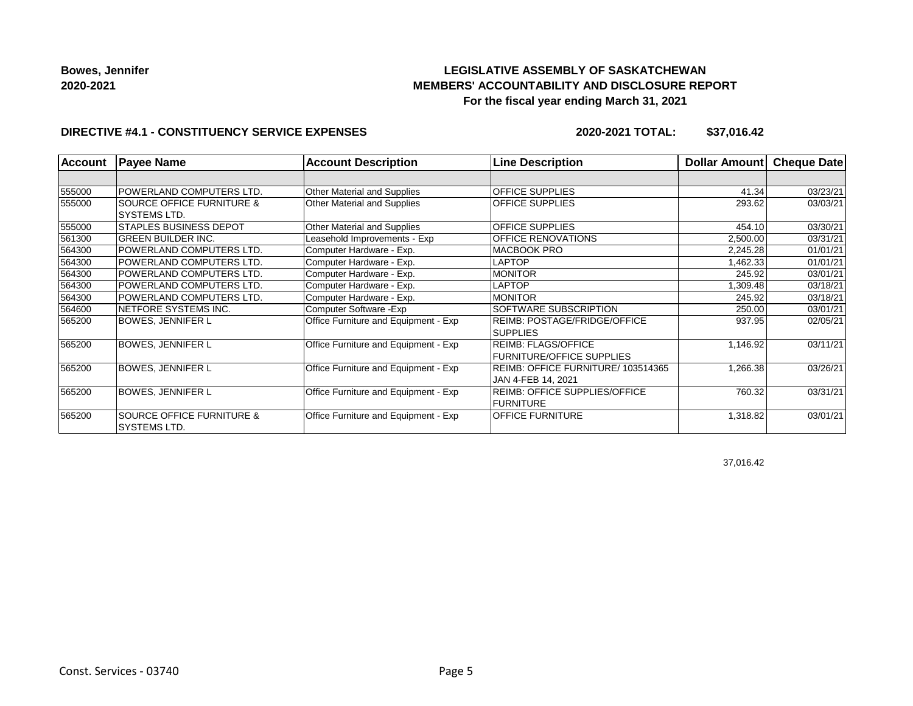**Bowes, Jennifer**
**2020-2021**

**LEGISLATIVE ASSEMBLY OF SASKATCHEWAN**
**MEMBERS' ACCOUNTABILITY AND DISCLOSURE REPORT**
**For the fiscal year ending March 31, 2021**

**DIRECTIVE #4.1 - CONSTITUENCY SERVICE EXPENSES** **2020-2021 TOTAL: $37,016.42**

| Account | Payee Name | Account Description | Line Description | Dollar Amount | Cheque Date |
|---|---|---|---|---|---|
| | | | | | |
| 555000 | POWERLAND COMPUTERS LTD. | Other Material and Supplies | OFFICE SUPPLIES | 41.34 | 03/23/21 |
| 555000 | SOURCE OFFICE FURNITURE & SYSTEMS LTD. | Other Material and Supplies | OFFICE SUPPLIES | 293.62 | 03/03/21 |
| 555000 | STAPLES BUSINESS DEPOT | Other Material and Supplies | OFFICE SUPPLIES | 454.10 | 03/30/21 |
| 561300 | GREEN BUILDER INC. | Leasehold Improvements - Exp | OFFICE RENOVATIONS | 2,500.00 | 03/31/21 |
| 564300 | POWERLAND COMPUTERS LTD. | Computer Hardware - Exp. | MACBOOK PRO | 2,245.28 | 01/01/21 |
| 564300 | POWERLAND COMPUTERS LTD. | Computer Hardware - Exp. | LAPTOP | 1,462.33 | 01/01/21 |
| 564300 | POWERLAND COMPUTERS LTD. | Computer Hardware - Exp. | MONITOR | 245.92 | 03/01/21 |
| 564300 | POWERLAND COMPUTERS LTD. | Computer Hardware - Exp. | LAPTOP | 1,309.48 | 03/18/21 |
| 564300 | POWERLAND COMPUTERS LTD. | Computer Hardware - Exp. | MONITOR | 245.92 | 03/18/21 |
| 564600 | NETFORE SYSTEMS INC. | Computer Software -Exp | SOFTWARE SUBSCRIPTION | 250.00 | 03/01/21 |
| 565200 | BOWES, JENNIFER L | Office Furniture and Equipment - Exp | REIMB: POSTAGE/FRIDGE/OFFICE SUPPLIES | 937.95 | 02/05/21 |
| 565200 | BOWES, JENNIFER L | Office Furniture and Equipment - Exp | REIMB: FLAGS/OFFICE FURNITURE/OFFICE SUPPLIES | 1,146.92 | 03/11/21 |
| 565200 | BOWES, JENNIFER L | Office Furniture and Equipment - Exp | REIMB: OFFICE FURNITURE/ 103514365 JAN 4-FEB 14, 2021 | 1,266.38 | 03/26/21 |
| 565200 | BOWES, JENNIFER L | Office Furniture and Equipment - Exp | REIMB: OFFICE SUPPLIES/OFFICE FURNITURE | 760.32 | 03/31/21 |
| 565200 | SOURCE OFFICE FURNITURE & SYSTEMS LTD. | Office Furniture and Equipment - Exp | OFFICE FURNITURE | 1,318.82 | 03/01/21 |

37,016.42

Const. Services - 03740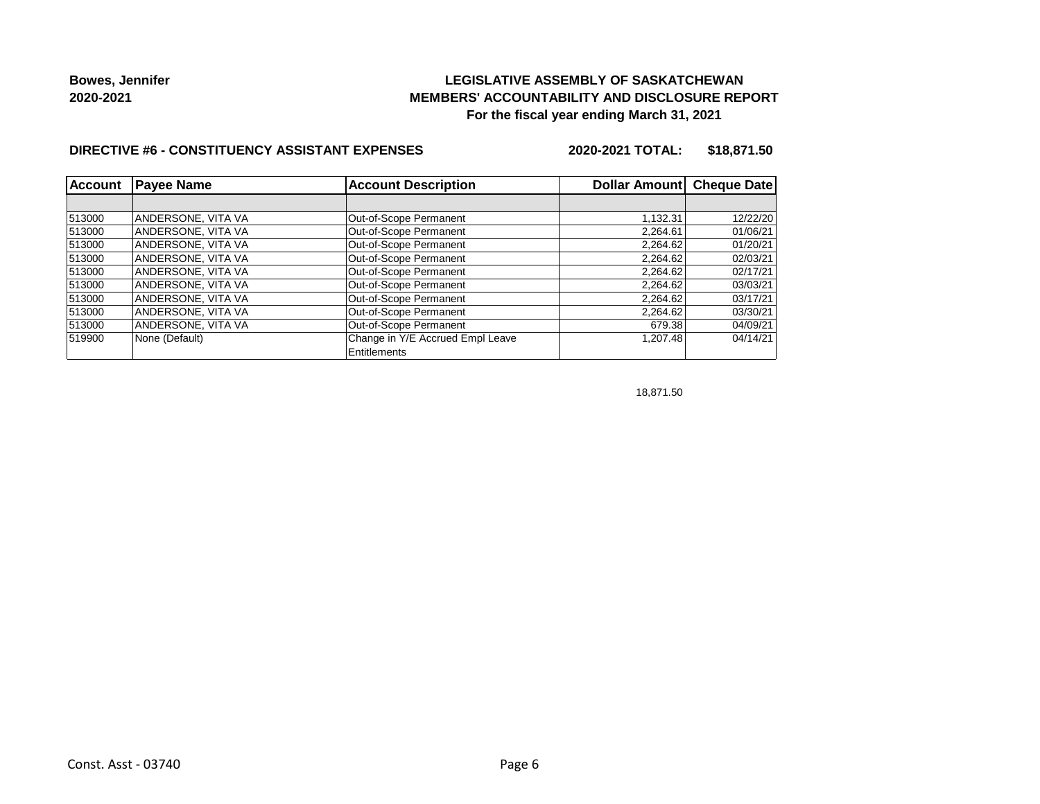**Bowes, Jennifer**
**2020-2021**

**LEGISLATIVE ASSEMBLY OF SASKATCHEWAN**
**MEMBERS' ACCOUNTABILITY AND DISCLOSURE REPORT**
**For the fiscal year ending March 31, 2021**

**DIRECTIVE #6 - CONSTITUENCY ASSISTANT EXPENSES** **2020-2021 TOTAL: $18,871.50**

| Account | Payee Name | Account Description | Dollar Amount | Cheque Date |
|---|---|---|---|---|
| | | | | |
| 513000 | ANDERSONE, VITA VA | Out-of-Scope Permanent | 1,132.31 | 12/22/20 |
| 513000 | ANDERSONE, VITA VA | Out-of-Scope Permanent | 2,264.61 | 01/06/21 |
| 513000 | ANDERSONE, VITA VA | Out-of-Scope Permanent | 2,264.62 | 01/20/21 |
| 513000 | ANDERSONE, VITA VA | Out-of-Scope Permanent | 2,264.62 | 02/03/21 |
| 513000 | ANDERSONE, VITA VA | Out-of-Scope Permanent | 2,264.62 | 02/17/21 |
| 513000 | ANDERSONE, VITA VA | Out-of-Scope Permanent | 2,264.62 | 03/03/21 |
| 513000 | ANDERSONE, VITA VA | Out-of-Scope Permanent | 2,264.62 | 03/17/21 |
| 513000 | ANDERSONE, VITA VA | Out-of-Scope Permanent | 2,264.62 | 03/30/21 |
| 513000 | ANDERSONE, VITA VA | Out-of-Scope Permanent | 679.38 | 04/09/21 |
| 519900 | None (Default) | Change in Y/E Accrued Empl Leave Entitlements | 1,207.48 | 04/14/21 |
| | | | 18,871.50 | |

Const. Asst - 03740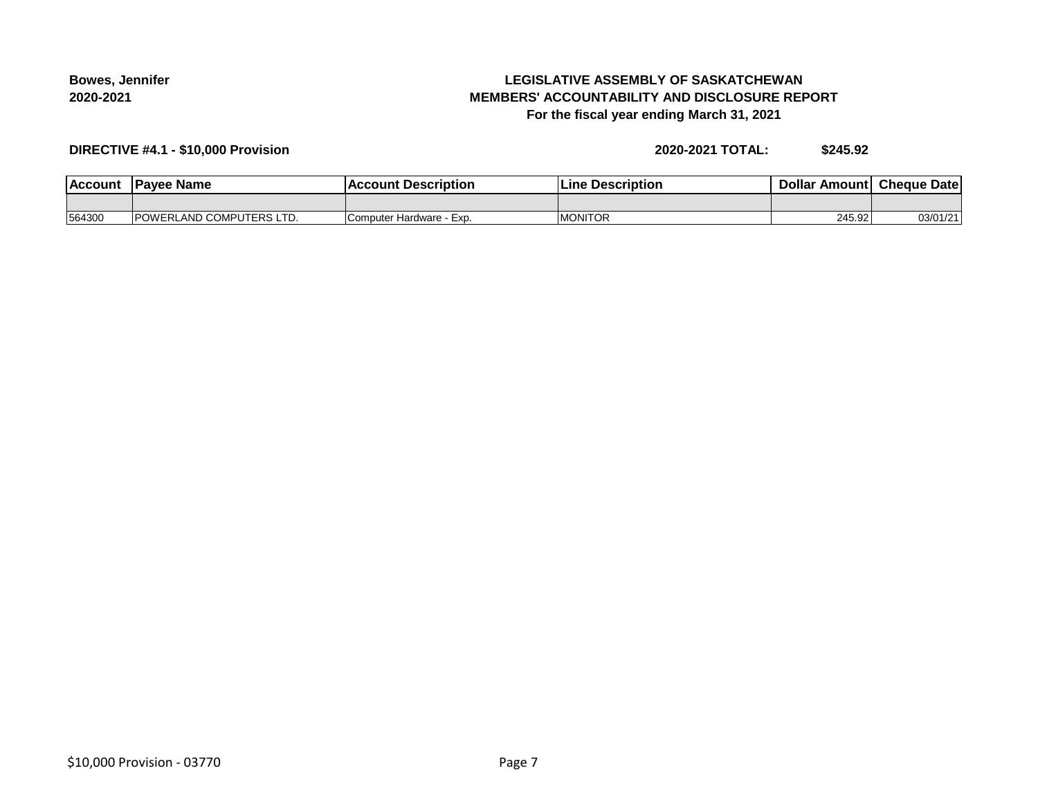**Bowes, Jennifer**
**2020-2021**

**LEGISLATIVE ASSEMBLY OF SASKATCHEWAN**
**MEMBERS' ACCOUNTABILITY AND DISCLOSURE REPORT**
**For the fiscal year ending March 31, 2021**

**DIRECTIVE #4.1 - $10,000 Provision** **2020-2021 TOTAL: $245.92**

| Account | Payee Name | Account Description | Line Description | Dollar Amount | Cheque Date |
|---|---|---|---|---|---|
| | | | | | |
| 564300 | POWERLAND COMPUTERS LTD. | Computer Hardware - Exp. | MONITOR | 245.92 | 03/01/21 |

$10,000 Provision - 03770